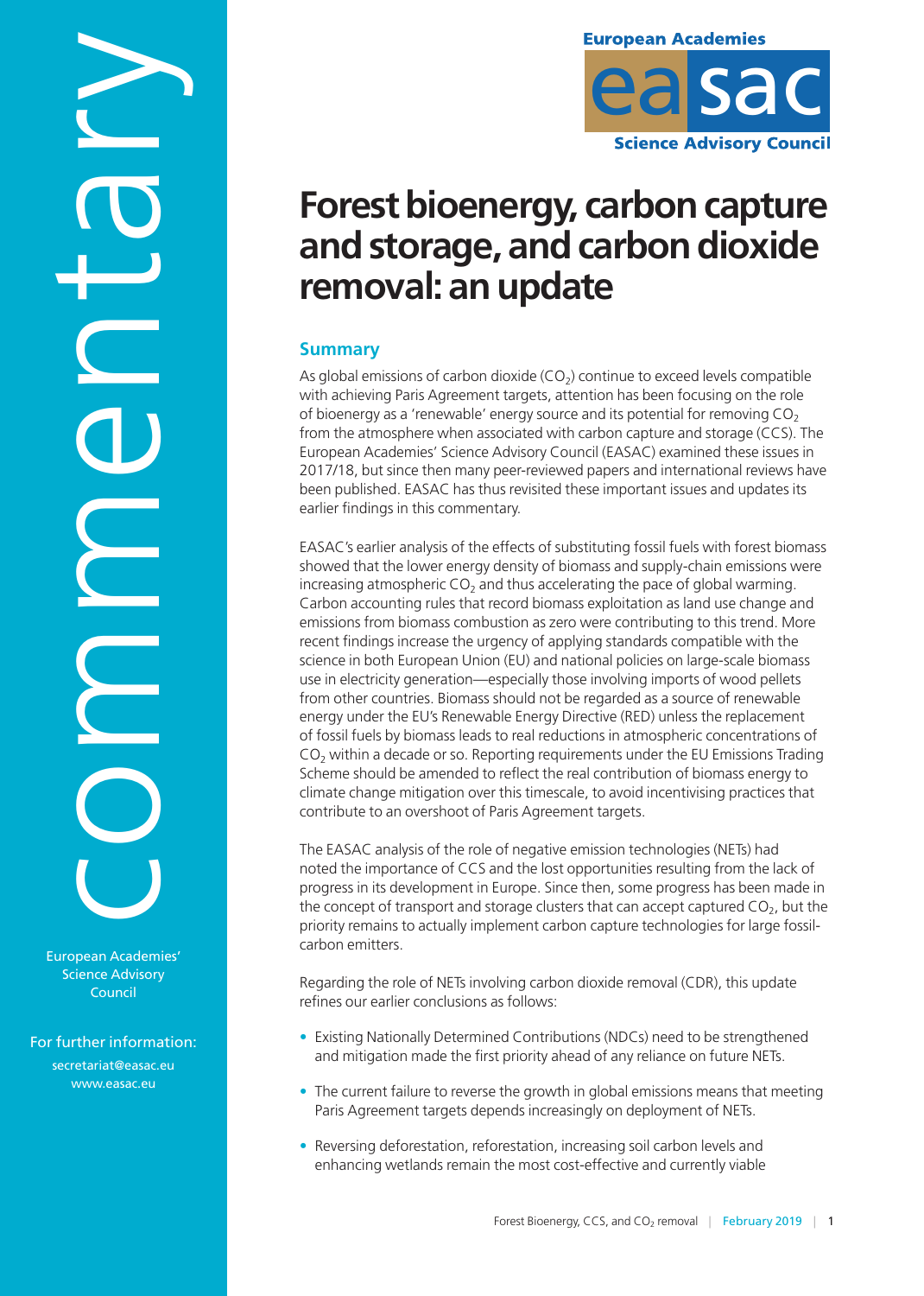# Forest bioenergy, carbon capture and storage, and carbon dioxide removal: an update

## Summary

As global emissions of carbon dioxide ($CO_2$) continue to exceed levels compatible with achieving Paris Agreement targets, attention has been focusing on the role of bioenergy as a 'renewable' energy source and its potential for removing $CO_2$ from the atmosphere when associated with carbon capture and storage (CCS). The European Academies' Science Advisory Council (EASAC) examined these issues in 2017/18, but since then many peer-reviewed papers and international reviews have been published. EASAC has thus revisited these important issues and updates its earlier findings in this commentary.

EASAC's earlier analysis of the effects of substituting fossil fuels with forest biomass showed that the lower energy density of biomass and supply-chain emissions were increasing atmospheric $CO_2$ and thus accelerating the pace of global warming. Carbon accounting rules that record biomass exploitation as land use change and emissions from biomass combustion as zero were contributing to this trend. More recent findings increase the urgency of applying standards compatible with the science in both European Union (EU) and national policies on large-scale biomass use in electricity generation—especially those involving imports of wood pellets from other countries. Biomass should not be regarded as a source of renewable energy under the EU's Renewable Energy Directive (RED) unless the replacement of fossil fuels by biomass leads to real reductions in atmospheric concentrations of $CO_2$ within a decade or so. Reporting requirements under the EU Emissions Trading Scheme should be amended to reflect the real contribution of biomass energy to climate change mitigation over this timescale, to avoid incentivising practices that contribute to an overshoot of Paris Agreement targets.

The EASAC analysis of the role of negative emission technologies (NETs) had noted the importance of CCS and the lost opportunities resulting from the lack of progress in its development in Europe. Since then, some progress has been made in the concept of transport and storage clusters that can accept captured $CO_2$, but the priority remains to actually implement carbon capture technologies for large fossil-carbon emitters.

Regarding the role of NETs involving carbon dioxide removal (CDR), this update refines our earlier conclusions as follows:

- Existing Nationally Determined Contributions (NDCs) need to be strengthened and mitigation made the first priority ahead of any reliance on future NETs.
- The current failure to reverse the growth in global emissions means that meeting Paris Agreement targets depends increasingly on deployment of NETs.
- Reversing deforestation, reforestation, increasing soil carbon levels and enhancing wetlands remain the most cost-effective and currently viable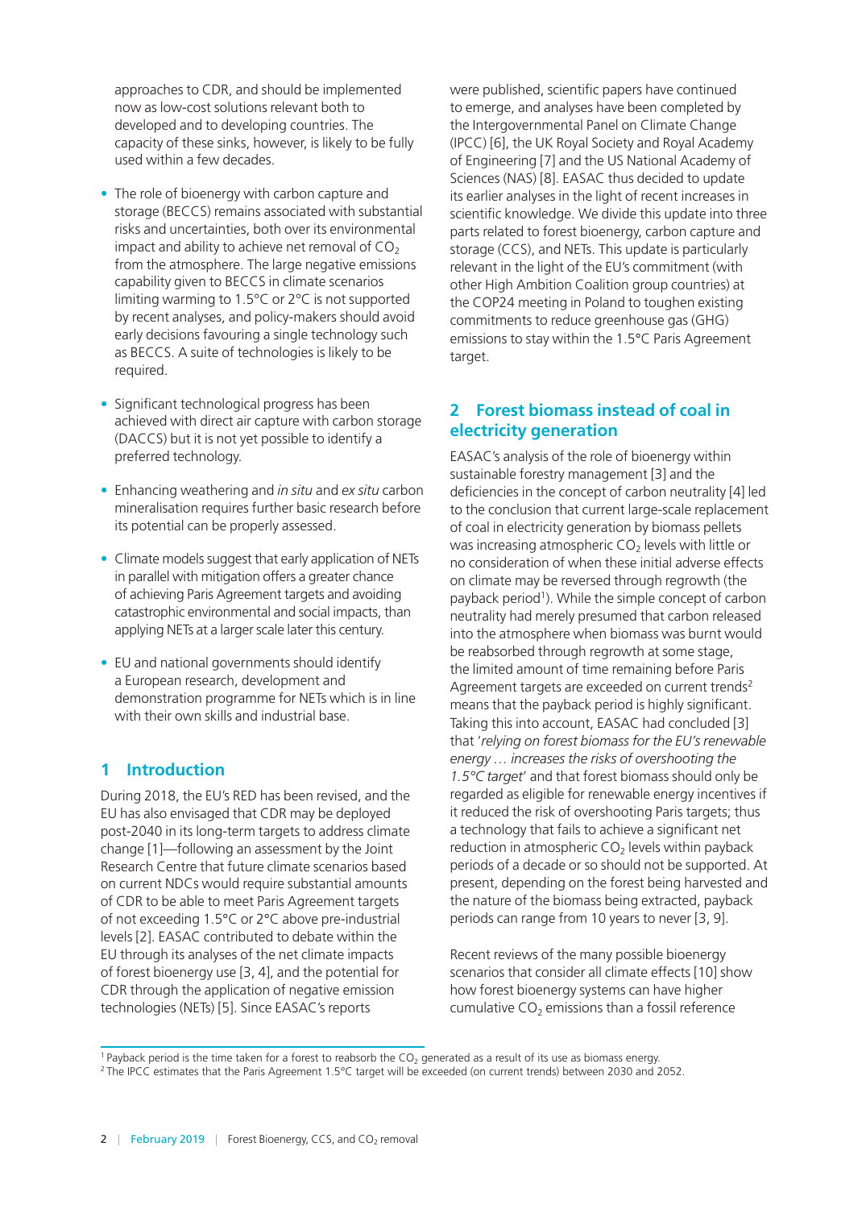approaches to CDR, and should be implemented now as low-cost solutions relevant both to developed and to developing countries. The capacity of these sinks, however, is likely to be fully used within a few decades.

- The role of bioenergy with carbon capture and storage (BECCS) remains associated with substantial risks and uncertainties, both over its environmental impact and ability to achieve net removal of $CO_2$ from the atmosphere. The large negative emissions capability given to BECCS in climate scenarios limiting warming to 1.5°C or 2°C is not supported by recent analyses, and policy-makers should avoid early decisions favouring a single technology such as BECCS. A suite of technologies is likely to be required.
- Significant technological progress has been achieved with direct air capture with carbon storage (DACCS) but it is not yet possible to identify a preferred technology.
- Enhancing weathering and *in situ* and *ex situ* carbon mineralisation requires further basic research before its potential can be properly assessed.
- Climate models suggest that early application of NETs in parallel with mitigation offers a greater chance of achieving Paris Agreement targets and avoiding catastrophic environmental and social impacts, than applying NETs at a larger scale later this century.
- EU and national governments should identify a European research, development and demonstration programme for NETs which is in line with their own skills and industrial base.

## 1 Introduction

During 2018, the EU's RED has been revised, and the EU has also envisaged that CDR may be deployed post-2040 in its long-term targets to address climate change [1]—following an assessment by the Joint Research Centre that future climate scenarios based on current NDCs would require substantial amounts of CDR to be able to meet Paris Agreement targets of not exceeding 1.5°C or 2°C above pre-industrial levels [2]. EASAC contributed to debate within the EU through its analyses of the net climate impacts of forest bioenergy use [3, 4], and the potential for CDR through the application of negative emission technologies (NETs) [5]. Since EASAC's reports were published, scientific papers have continued to emerge, and analyses have been completed by the Intergovernmental Panel on Climate Change (IPCC) [6], the UK Royal Society and Royal Academy of Engineering [7] and the US National Academy of Sciences (NAS) [8]. EASAC thus decided to update its earlier analyses in the light of recent increases in scientific knowledge. We divide this update into three parts related to forest bioenergy, carbon capture and storage (CCS), and NETs. This update is particularly relevant in the light of the EU's commitment (with other High Ambition Coalition group countries) at the COP24 meeting in Poland to toughen existing commitments to reduce greenhouse gas (GHG) emissions to stay within the 1.5°C Paris Agreement target.

## 2 Forest biomass instead of coal in electricity generation

EASAC's analysis of the role of bioenergy within sustainable forestry management [3] and the deficiencies in the concept of carbon neutrality [4] led to the conclusion that current large-scale replacement of coal in electricity generation by biomass pellets was increasing atmospheric $CO_2$ levels with little or no consideration of when these initial adverse effects on climate may be reversed through regrowth (the payback period[1]). While the simple concept of carbon neutrality had merely presumed that carbon released into the atmosphere when biomass was burnt would be reabsorbed through regrowth at some stage, the limited amount of time remaining before Paris Agreement targets are exceeded on current trends[2] means that the payback period is highly significant. Taking this into account, EASAC had concluded [3] that '*relying on forest biomass for the EU's renewable energy … increases the risks of overshooting the 1.5°C target*' and that forest biomass should only be regarded as eligible for renewable energy incentives if it reduced the risk of overshooting Paris targets; thus a technology that fails to achieve a significant net reduction in atmospheric $CO_2$ levels within payback periods of a decade or so should not be supported. At present, depending on the forest being harvested and the nature of the biomass being extracted, payback periods can range from 10 years to never [3, 9].

Recent reviews of the many possible bioenergy scenarios that consider all climate effects [10] show how forest bioenergy systems can have higher cumulative $CO_2$ emissions than a fossil reference

[1] Payback period is the time taken for a forest to reabsorb the $CO_2$ generated as a result of its use as biomass energy.

[2] The IPCC estimates that the Paris Agreement 1.5°C target will be exceeded (on current trends) between 2030 and 2052.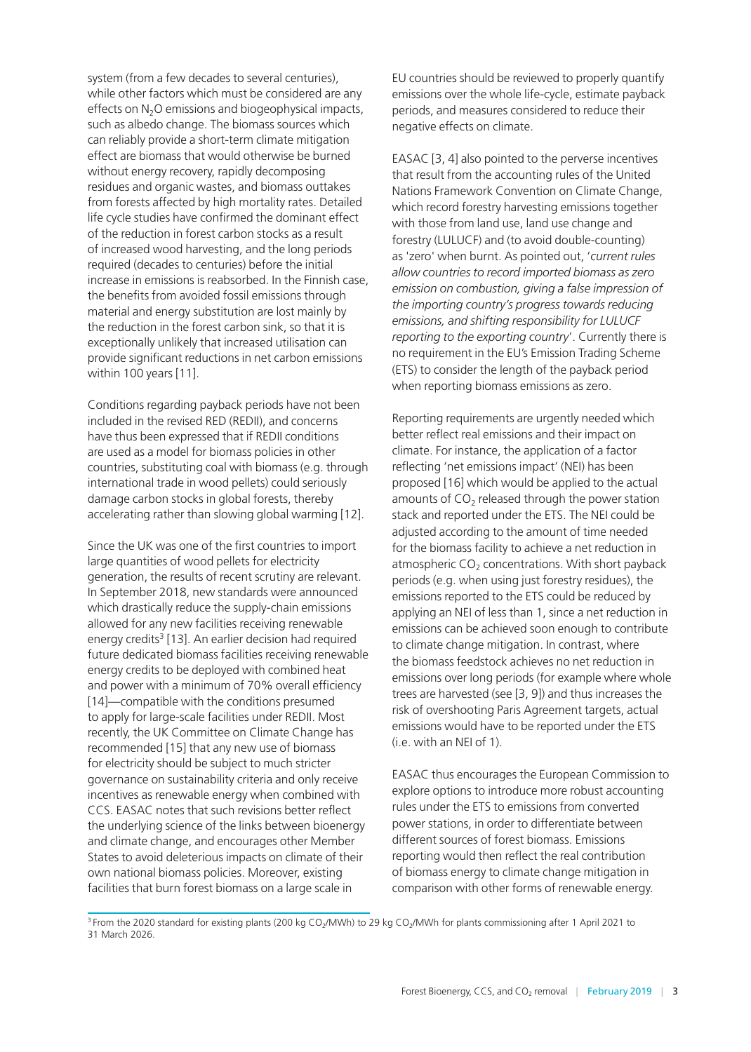system (from a few decades to several centuries), while other factors which must be considered are any effects on $N_2O$ emissions and biogeophysical impacts, such as albedo change. The biomass sources which can reliably provide a short-term climate mitigation effect are biomass that would otherwise be burned without energy recovery, rapidly decomposing residues and organic wastes, and biomass outtakes from forests affected by high mortality rates. Detailed life cycle studies have confirmed the dominant effect of the reduction in forest carbon stocks as a result of increased wood harvesting, and the long periods required (decades to centuries) before the initial increase in emissions is reabsorbed. In the Finnish case, the benefits from avoided fossil emissions through material and energy substitution are lost mainly by the reduction in the forest carbon sink, so that it is exceptionally unlikely that increased utilisation can provide significant reductions in net carbon emissions within 100 years [11].

Conditions regarding payback periods have not been included in the revised RED (REDII), and concerns have thus been expressed that if REDII conditions are used as a model for biomass policies in other countries, substituting coal with biomass (e.g. through international trade in wood pellets) could seriously damage carbon stocks in global forests, thereby accelerating rather than slowing global warming [12].

Since the UK was one of the first countries to import large quantities of wood pellets for electricity generation, the results of recent scrutiny are relevant. In September 2018, new standards were announced which drastically reduce the supply-chain emissions allowed for any new facilities receiving renewable energy credits[3] [13]. An earlier decision had required future dedicated biomass facilities receiving renewable energy credits to be deployed with combined heat and power with a minimum of 70% overall efficiency [14]—compatible with the conditions presumed to apply for large-scale facilities under REDII. Most recently, the UK Committee on Climate Change has recommended [15] that any new use of biomass for electricity should be subject to much stricter governance on sustainability criteria and only receive incentives as renewable energy when combined with CCS. EASAC notes that such revisions better reflect the underlying science of the links between bioenergy and climate change, and encourages other Member States to avoid deleterious impacts on climate of their own national biomass policies. Moreover, existing facilities that burn forest biomass on a large scale in EU countries should be reviewed to properly quantify emissions over the whole life-cycle, estimate payback periods, and measures considered to reduce their negative effects on climate.

EASAC [3, 4] also pointed to the perverse incentives that result from the accounting rules of the United Nations Framework Convention on Climate Change, which record forestry harvesting emissions together with those from land use, land use change and forestry (LULUCF) and (to avoid double-counting) as 'zero' when burnt. As pointed out, '*current rules allow countries to record imported biomass as zero emission on combustion, giving a false impression of the importing country's progress towards reducing emissions, and shifting responsibility for LULUCF reporting to the exporting country*'. Currently there is no requirement in the EU's Emission Trading Scheme (ETS) to consider the length of the payback period when reporting biomass emissions as zero.

Reporting requirements are urgently needed which better reflect real emissions and their impact on climate. For instance, the application of a factor reflecting 'net emissions impact' (NEI) has been proposed [16] which would be applied to the actual amounts of $CO_2$ released through the power station stack and reported under the ETS. The NEI could be adjusted according to the amount of time needed for the biomass facility to achieve a net reduction in atmospheric $CO_2$ concentrations. With short payback periods (e.g. when using just forestry residues), the emissions reported to the ETS could be reduced by applying an NEI of less than 1, since a net reduction in emissions can be achieved soon enough to contribute to climate change mitigation. In contrast, where the biomass feedstock achieves no net reduction in emissions over long periods (for example where whole trees are harvested (see [3, 9]) and thus increases the risk of overshooting Paris Agreement targets, actual emissions would have to be reported under the ETS (i.e. with an NEI of 1).

EASAC thus encourages the European Commission to explore options to introduce more robust accounting rules under the ETS to emissions from converted power stations, in order to differentiate between different sources of forest biomass. Emissions reporting would then reflect the real contribution of biomass energy to climate change mitigation in comparison with other forms of renewable energy.

---

[3] From the 2020 standard for existing plants (200 kg $CO_2$/MWh) to 29 kg $CO_2$/MWh for plants commissioning after 1 April 2021 to 31 March 2026.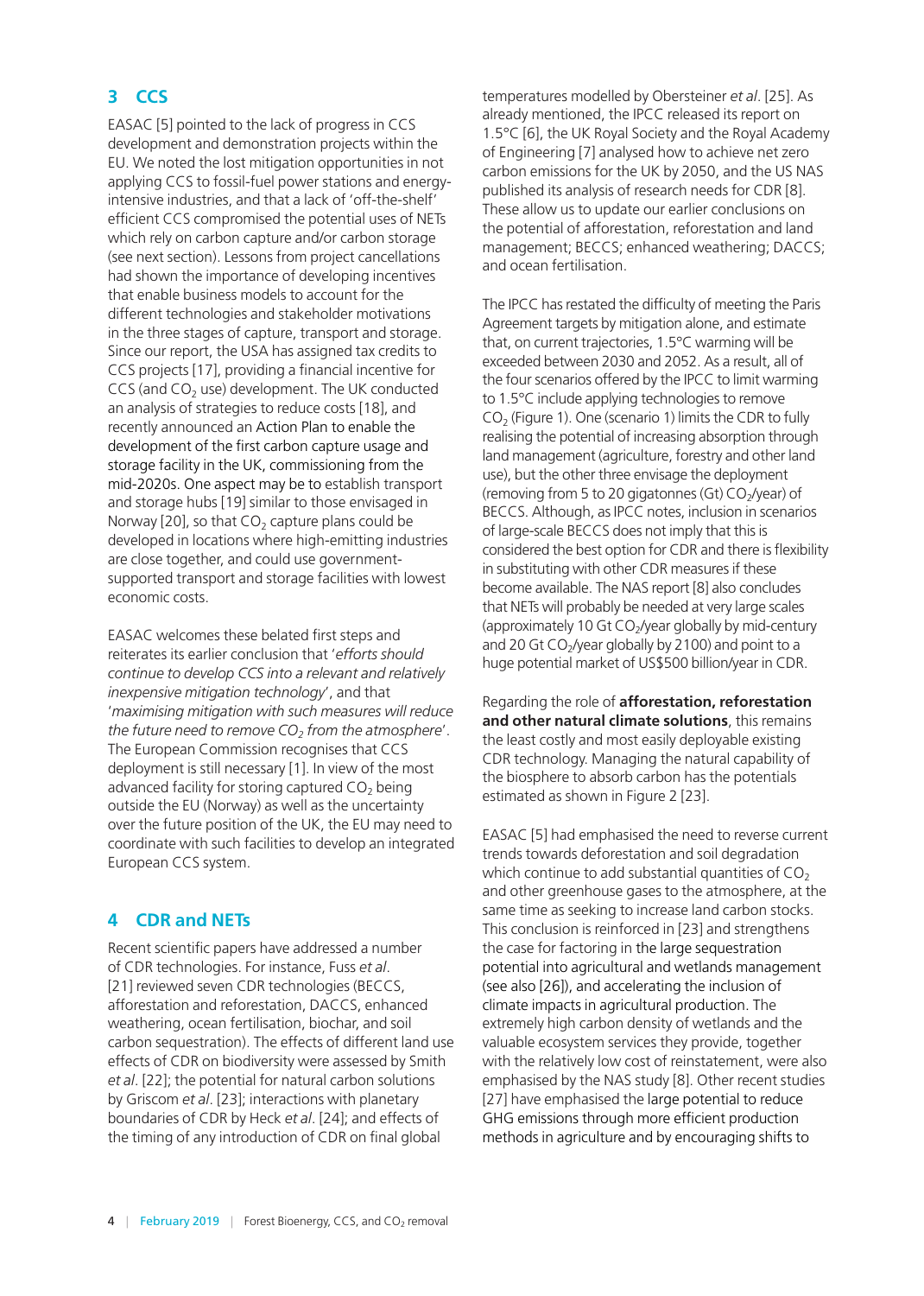## 3 CCS

EASAC [5] pointed to the lack of progress in CCS development and demonstration projects within the EU. We noted the lost mitigation opportunities in not applying CCS to fossil-fuel power stations and energy-intensive industries, and that a lack of 'off-the-shelf' efficient CCS compromised the potential uses of NETs which rely on carbon capture and/or carbon storage (see next section). Lessons from project cancellations had shown the importance of developing incentives that enable business models to account for the different technologies and stakeholder motivations in the three stages of capture, transport and storage. Since our report, the USA has assigned tax credits to CCS projects [17], providing a financial incentive for CCS (and $CO_2$ use) development. The UK conducted an analysis of strategies to reduce costs [18], and recently announced an Action Plan to enable the development of the first carbon capture usage and storage facility in the UK, commissioning from the mid-2020s. One aspect may be to establish transport and storage hubs [19] similar to those envisaged in Norway [20], so that $CO_2$ capture plans could be developed in locations where high-emitting industries are close together, and could use government-supported transport and storage facilities with lowest economic costs.

EASAC welcomes these belated first steps and reiterates its earlier conclusion that '*efforts should continue to develop CCS into a relevant and relatively inexpensive mitigation technology*', and that '*maximising mitigation with such measures will reduce the future need to remove $CO_2$ from the atmosphere*'. The European Commission recognises that CCS deployment is still necessary [1]. In view of the most advanced facility for storing captured $CO_2$ being outside the EU (Norway) as well as the uncertainty over the future position of the UK, the EU may need to coordinate with such facilities to develop an integrated European CCS system.

## 4 CDR and NETs

Recent scientific papers have addressed a number of CDR technologies. For instance, Fuss *et al*. [21] reviewed seven CDR technologies (BECCS, afforestation and reforestation, DACCS, enhanced weathering, ocean fertilisation, biochar, and soil carbon sequestration). The effects of different land use effects of CDR on biodiversity were assessed by Smith *et al*. [22]; the potential for natural carbon solutions by Griscom *et al*. [23]; interactions with planetary boundaries of CDR by Heck *et al*. [24]; and effects of the timing of any introduction of CDR on final global temperatures modelled by Obersteiner *et al*. [25]. As already mentioned, the IPCC released its report on 1.5°C [6], the UK Royal Society and the Royal Academy of Engineering [7] analysed how to achieve net zero carbon emissions for the UK by 2050, and the US NAS published its analysis of research needs for CDR [8]. These allow us to update our earlier conclusions on the potential of afforestation, reforestation and land management; BECCS; enhanced weathering; DACCS; and ocean fertilisation.

The IPCC has restated the difficulty of meeting the Paris Agreement targets by mitigation alone, and estimate that, on current trajectories, 1.5°C warming will be exceeded between 2030 and 2052. As a result, all of the four scenarios offered by the IPCC to limit warming to 1.5°C include applying technologies to remove $CO_2$ (Figure 1). One (scenario 1) limits the CDR to fully realising the potential of increasing absorption through land management (agriculture, forestry and other land use), but the other three envisage the deployment (removing from 5 to 20 gigatonnes (Gt) $CO_2$/year) of BECCS. Although, as IPCC notes, inclusion in scenarios of large-scale BECCS does not imply that this is considered the best option for CDR and there is flexibility in substituting with other CDR measures if these become available. The NAS report [8] also concludes that NETs will probably be needed at very large scales (approximately 10 Gt $CO_2$/year globally by mid-century and 20 Gt $CO_2$/year globally by 2100) and point to a huge potential market of US$500 billion/year in CDR.

Regarding the role of **afforestation, reforestation and other natural climate solutions**, this remains the least costly and most easily deployable existing CDR technology. Managing the natural capability of the biosphere to absorb carbon has the potentials estimated as shown in Figure 2 [23].

EASAC [5] had emphasised the need to reverse current trends towards deforestation and soil degradation which continue to add substantial quantities of $CO_2$ and other greenhouse gases to the atmosphere, at the same time as seeking to increase land carbon stocks. This conclusion is reinforced in [23] and strengthens the case for factoring in the large sequestration potential into agricultural and wetlands management (see also [26]), and accelerating the inclusion of climate impacts in agricultural production. The extremely high carbon density of wetlands and the valuable ecosystem services they provide, together with the relatively low cost of reinstatement, were also emphasised by the NAS study [8]. Other recent studies [27] have emphasised the large potential to reduce GHG emissions through more efficient production methods in agriculture and by encouraging shifts to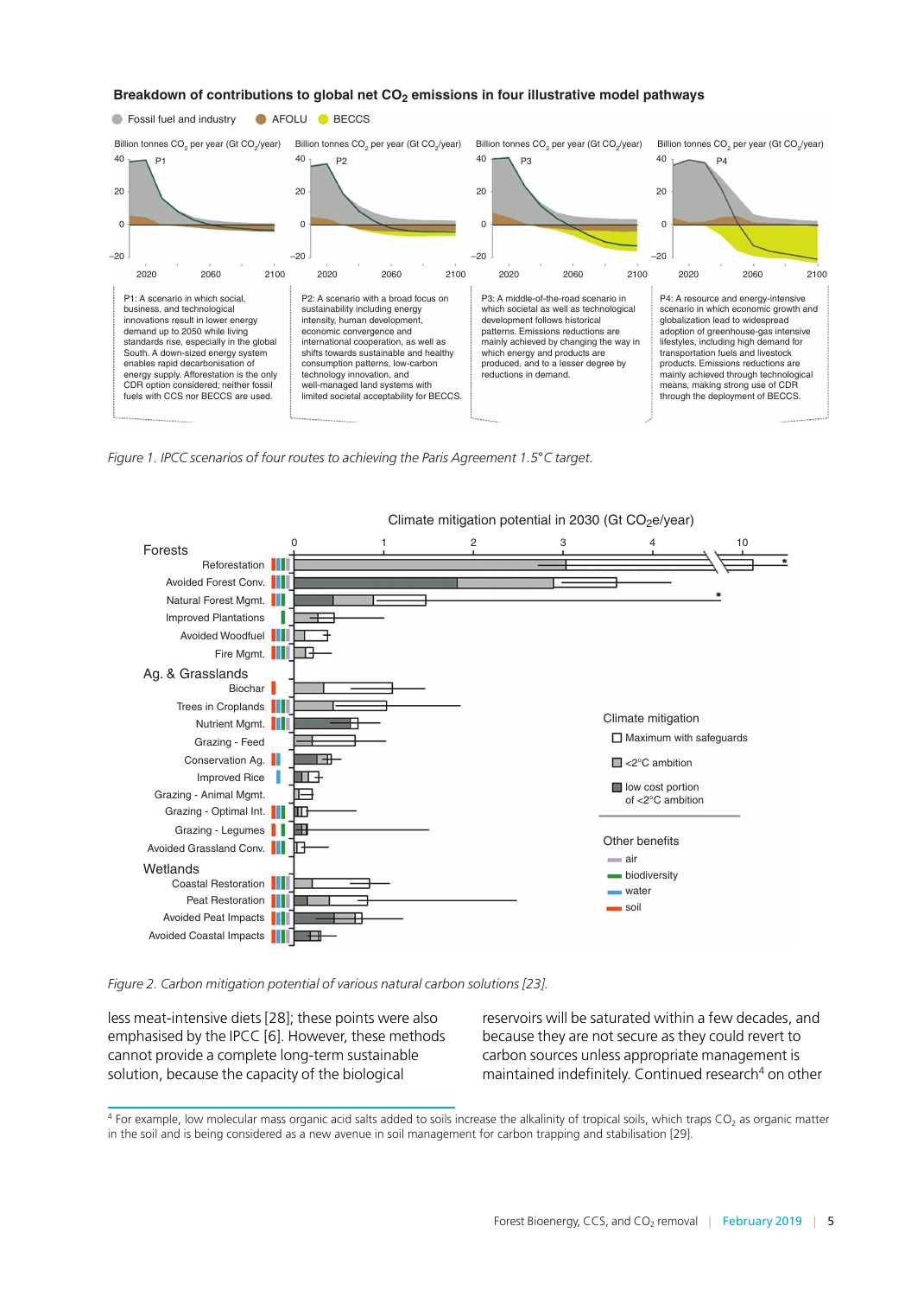**Breakdown of contributions to global net $CO_2$ emissions in four illustrative model pathways**

Fossil fuel and industry · AFOLU · BECCS

P1: A scenario in which social, business, and technological innovations result in lower energy demand up to 2050 while living standards rise, especially in the global South. A down-sized energy system enables rapid decarbonisation of energy supply. Afforestation is the only CDR option considered; neither fossil fuels with CCS nor BECCS are used.

P2: A scenario with a broad focus on sustainability including energy intensity, human development, economic convergence and international cooperation, as well as shifts towards sustainable and healthy consumption patterns, low-carbon technology innovation, and well-managed land systems with limited societal acceptability for BECCS.

P3: A middle-of-the-road scenario in which societal as well as technological development follows historical patterns. Emissions reductions are mainly achieved by changing the way in which energy and products are produced, and to a lesser degree by reductions in demand.

P4: A resource and energy-intensive scenario in which economic growth and globalization lead to widespread adoption of greenhouse-gas intensive lifestyles, including high demand for transportation fuels and livestock products. Emissions reductions are mainly achieved through technological means, making strong use of CDR through the deployment of BECCS.

*Figure 1. IPCC scenarios of four routes to achieving the Paris Agreement 1.5°C target.*

*Figure 2. Carbon mitigation potential of various natural carbon solutions [23].*

less meat-intensive diets [28]; these points were also emphasised by the IPCC [6]. However, these methods cannot provide a complete long-term sustainable solution, because the capacity of the biological reservoirs will be saturated within a few decades, and because they are not secure as they could revert to carbon sources unless appropriate management is maintained indefinitely. Continued research[4] on other

---

[4] For example, low molecular mass organic acid salts added to soils increase the alkalinity of tropical soils, which traps $CO_2$ as organic matter in the soil and is being considered as a new avenue in soil management for carbon trapping and stabilisation [29].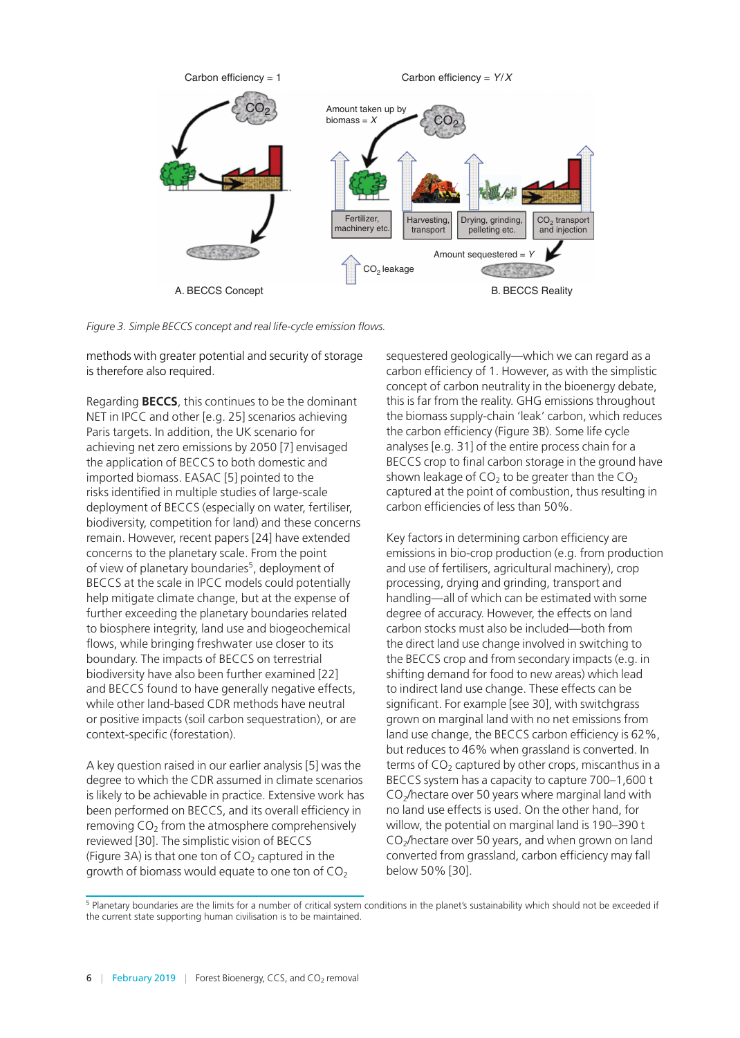*Figure 3. Simple BECCS concept and real life-cycle emission flows.*

methods with greater potential and security of storage is therefore also required.

Regarding **BECCS**, this continues to be the dominant NET in IPCC and other [e.g. 25] scenarios achieving Paris targets. In addition, the UK scenario for achieving net zero emissions by 2050 [7] envisaged the application of BECCS to both domestic and imported biomass. EASAC [5] pointed to the risks identified in multiple studies of large-scale deployment of BECCS (especially on water, fertiliser, biodiversity, competition for land) and these concerns remain. However, recent papers [24] have extended concerns to the planetary scale. From the point of view of planetary boundaries[5], deployment of BECCS at the scale in IPCC models could potentially help mitigate climate change, but at the expense of further exceeding the planetary boundaries related to biosphere integrity, land use and biogeochemical flows, while bringing freshwater use closer to its boundary. The impacts of BECCS on terrestrial biodiversity have also been further examined [22] and BECCS found to have generally negative effects, while other land-based CDR methods have neutral or positive impacts (soil carbon sequestration), or are context-specific (forestation).

A key question raised in our earlier analysis [5] was the degree to which the CDR assumed in climate scenarios is likely to be achievable in practice. Extensive work has been performed on BECCS, and its overall efficiency in removing $CO_2$ from the atmosphere comprehensively reviewed [30]. The simplistic vision of BECCS (Figure 3A) is that one ton of $CO_2$ captured in the growth of biomass would equate to one ton of $CO_2$ sequestered geologically—which we can regard as a carbon efficiency of 1. However, as with the simplistic concept of carbon neutrality in the bioenergy debate, this is far from the reality. GHG emissions throughout the biomass supply-chain 'leak' carbon, which reduces the carbon efficiency (Figure 3B). Some life cycle analyses [e.g. 31] of the entire process chain for a BECCS crop to final carbon storage in the ground have shown leakage of $CO_2$ to be greater than the $CO_2$ captured at the point of combustion, thus resulting in carbon efficiencies of less than 50%.

Key factors in determining carbon efficiency are emissions in bio-crop production (e.g. from production and use of fertilisers, agricultural machinery), crop processing, drying and grinding, transport and handling—all of which can be estimated with some degree of accuracy. However, the effects on land carbon stocks must also be included—both from the direct land use change involved in switching to the BECCS crop and from secondary impacts (e.g. in shifting demand for food to new areas) which lead to indirect land use change. These effects can be significant. For example [see 30], with switchgrass grown on marginal land with no net emissions from land use change, the BECCS carbon efficiency is 62%, but reduces to 46% when grassland is converted. In terms of $CO_2$ captured by other crops, miscanthus in a BECCS system has a capacity to capture 700–1,600 t $CO_2$/hectare over 50 years where marginal land with no land use effects is used. On the other hand, for willow, the potential on marginal land is 190–390 t $CO_2$/hectare over 50 years, and when grown on land converted from grassland, carbon efficiency may fall below 50% [30].

[5] Planetary boundaries are the limits for a number of critical system conditions in the planet's sustainability which should not be exceeded if the current state supporting human civilisation is to be maintained.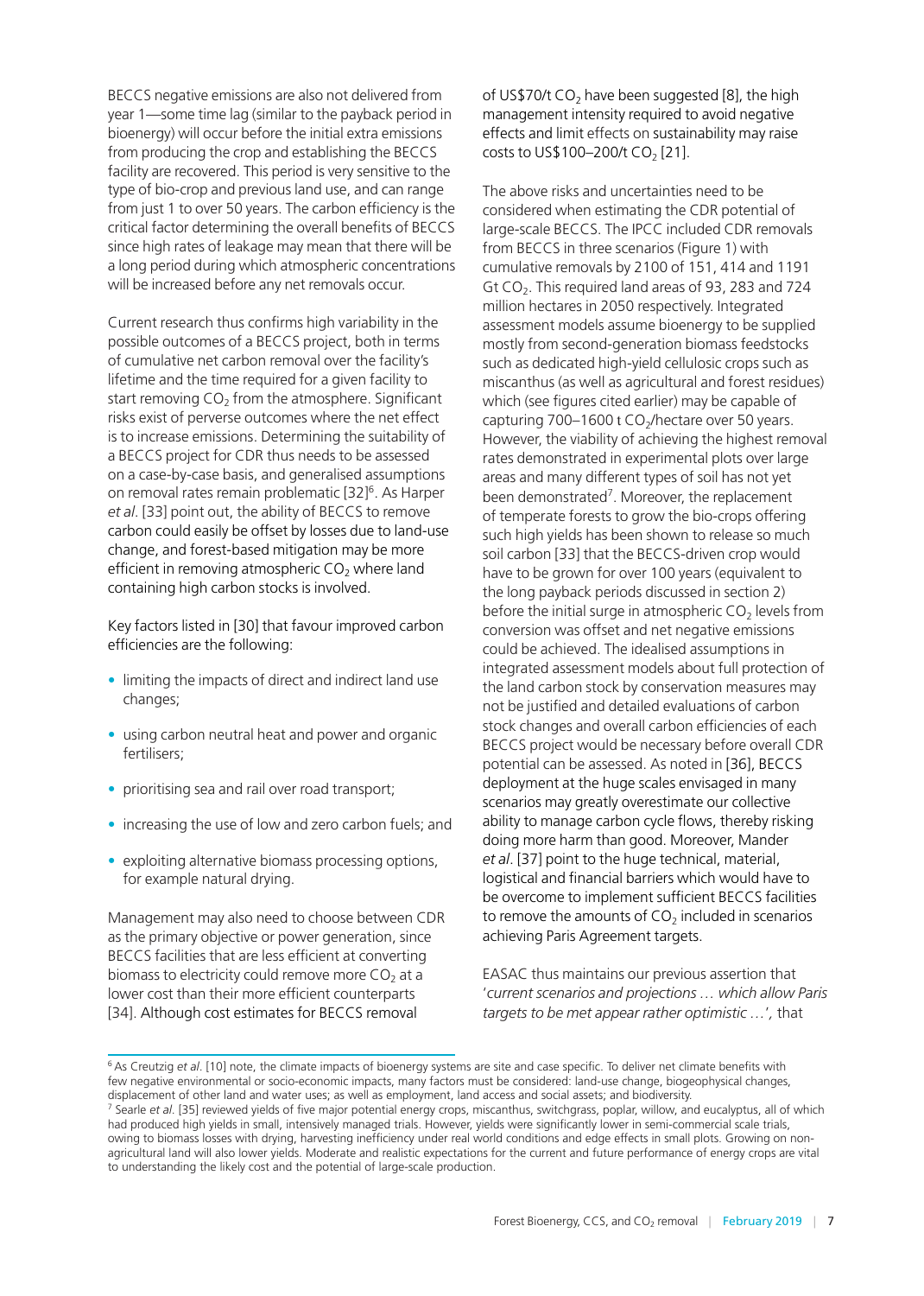BECCS negative emissions are also not delivered from year 1—some time lag (similar to the payback period in bioenergy) will occur before the initial extra emissions from producing the crop and establishing the BECCS facility are recovered. This period is very sensitive to the type of bio-crop and previous land use, and can range from just 1 to over 50 years. The carbon efficiency is the critical factor determining the overall benefits of BECCS since high rates of leakage may mean that there will be a long period during which atmospheric concentrations will be increased before any net removals occur.

Current research thus confirms high variability in the possible outcomes of a BECCS project, both in terms of cumulative net carbon removal over the facility's lifetime and the time required for a given facility to start removing $CO_2$ from the atmosphere. Significant risks exist of perverse outcomes where the net effect is to increase emissions. Determining the suitability of a BECCS project for CDR thus needs to be assessed on a case-by-case basis, and generalised assumptions on removal rates remain problematic [32][6]. As Harper *et al*. [33] point out, the ability of BECCS to remove carbon could easily be offset by losses due to land-use change, and forest-based mitigation may be more efficient in removing atmospheric $CO_2$ where land containing high carbon stocks is involved.

Key factors listed in [30] that favour improved carbon efficiencies are the following:

- limiting the impacts of direct and indirect land use changes;
- using carbon neutral heat and power and organic fertilisers;
- prioritising sea and rail over road transport;
- increasing the use of low and zero carbon fuels; and
- exploiting alternative biomass processing options, for example natural drying.

Management may also need to choose between CDR as the primary objective or power generation, since BECCS facilities that are less efficient at converting biomass to electricity could remove more $CO_2$ at a lower cost than their more efficient counterparts [34]. Although cost estimates for BECCS removal of US\$70/t $CO_2$ have been suggested [8], the high management intensity required to avoid negative effects and limit effects on sustainability may raise costs to US\$100–200/t $CO_2$ [21].

The above risks and uncertainties need to be considered when estimating the CDR potential of large-scale BECCS. The IPCC included CDR removals from BECCS in three scenarios (Figure 1) with cumulative removals by 2100 of 151, 414 and 1191 Gt $CO_2$. This required land areas of 93, 283 and 724 million hectares in 2050 respectively. Integrated assessment models assume bioenergy to be supplied mostly from second-generation biomass feedstocks such as dedicated high-yield cellulosic crops such as miscanthus (as well as agricultural and forest residues) which (see figures cited earlier) may be capable of capturing 700–1600 t $CO_2$/hectare over 50 years. However, the viability of achieving the highest removal rates demonstrated in experimental plots over large areas and many different types of soil has not yet been demonstrated[7]. Moreover, the replacement of temperate forests to grow the bio-crops offering such high yields has been shown to release so much soil carbon [33] that the BECCS-driven crop would have to be grown for over 100 years (equivalent to the long payback periods discussed in section 2) before the initial surge in atmospheric $CO_2$ levels from conversion was offset and net negative emissions could be achieved. The idealised assumptions in integrated assessment models about full protection of the land carbon stock by conservation measures may not be justified and detailed evaluations of carbon stock changes and overall carbon efficiencies of each BECCS project would be necessary before overall CDR potential can be assessed. As noted in [36], BECCS deployment at the huge scales envisaged in many scenarios may greatly overestimate our collective ability to manage carbon cycle flows, thereby risking doing more harm than good. Moreover, Mander *et al*. [37] point to the huge technical, material, logistical and financial barriers which would have to be overcome to implement sufficient BECCS facilities to remove the amounts of $CO_2$ included in scenarios achieving Paris Agreement targets.

EASAC thus maintains our previous assertion that '*current scenarios and projections … which allow Paris targets to be met appear rather optimistic …*', that

---

[6] As Creutzig *et al*. [10] note, the climate impacts of bioenergy systems are site and case specific. To deliver net climate benefits with few negative environmental or socio-economic impacts, many factors must be considered: land-use change, biogeophysical changes, displacement of other land and water uses; as well as employment, land access and social assets; and biodiversity.

[7] Searle *et al*. [35] reviewed yields of five major potential energy crops, miscanthus, switchgrass, poplar, willow, and eucalyptus, all of which had produced high yields in small, intensively managed trials. However, yields were significantly lower in semi-commercial scale trials, owing to biomass losses with drying, harvesting inefficiency under real world conditions and edge effects in small plots. Growing on non-agricultural land will also lower yields. Moderate and realistic expectations for the current and future performance of energy crops are vital to understanding the likely cost and the potential of large-scale production.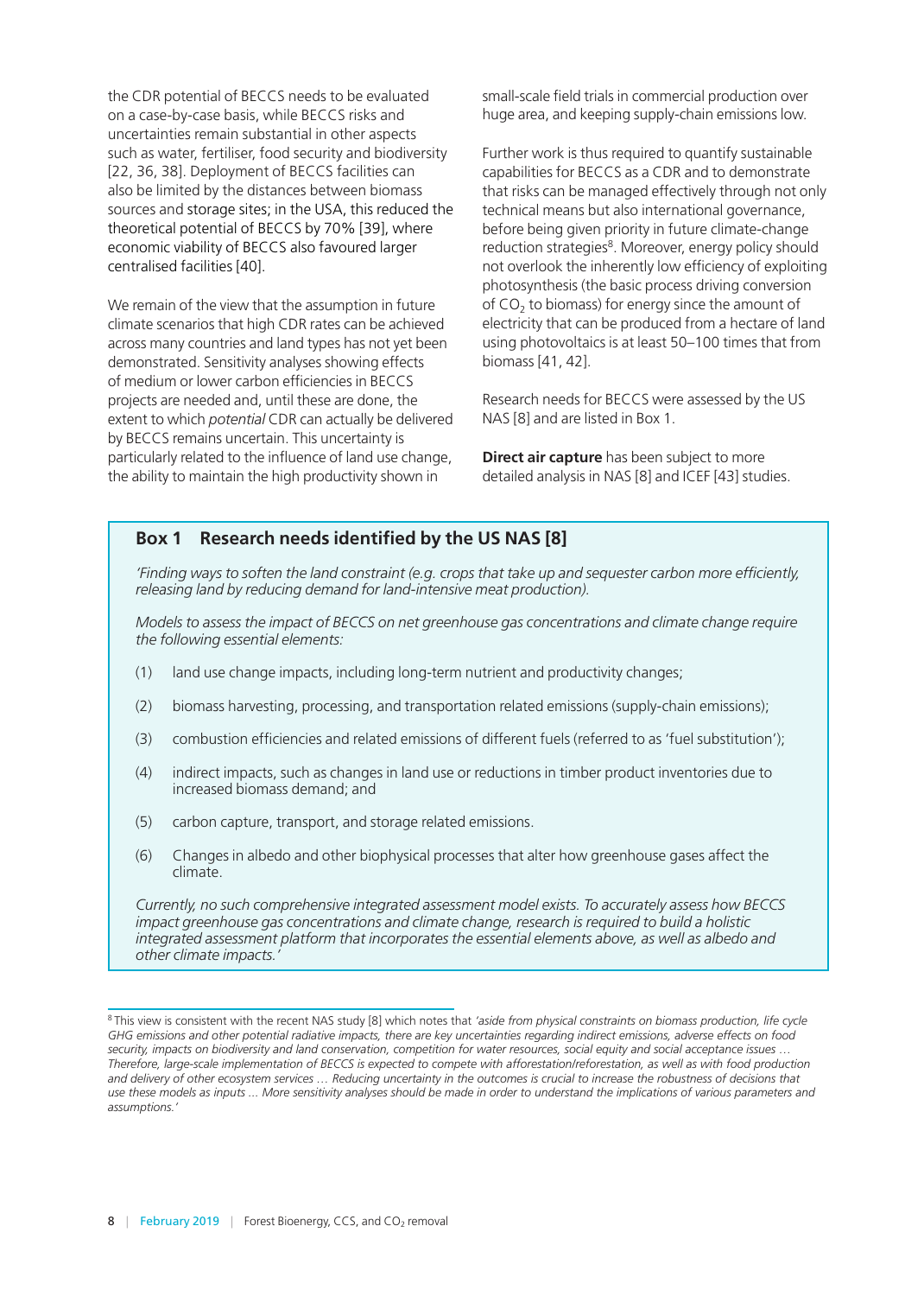the CDR potential of BECCS needs to be evaluated on a case-by-case basis, while BECCS risks and uncertainties remain substantial in other aspects such as water, fertiliser, food security and biodiversity [22, 36, 38]. Deployment of BECCS facilities can also be limited by the distances between biomass sources and storage sites; in the USA, this reduced the theoretical potential of BECCS by 70% [39], where economic viability of BECCS also favoured larger centralised facilities [40].

We remain of the view that the assumption in future climate scenarios that high CDR rates can be achieved across many countries and land types has not yet been demonstrated. Sensitivity analyses showing effects of medium or lower carbon efficiencies in BECCS projects are needed and, until these are done, the extent to which *potential* CDR can actually be delivered by BECCS remains uncertain. This uncertainty is particularly related to the influence of land use change, the ability to maintain the high productivity shown in small-scale field trials in commercial production over huge area, and keeping supply-chain emissions low.

Further work is thus required to quantify sustainable capabilities for BECCS as a CDR and to demonstrate that risks can be managed effectively through not only technical means but also international governance, before being given priority in future climate-change reduction strategies[8]. Moreover, energy policy should not overlook the inherently low efficiency of exploiting photosynthesis (the basic process driving conversion of $CO_2$ to biomass) for energy since the amount of electricity that can be produced from a hectare of land using photovoltaics is at least 50–100 times that from biomass [41, 42].

Research needs for BECCS were assessed by the US NAS [8] and are listed in Box 1.

**Direct air capture** has been subject to more detailed analysis in NAS [8] and ICEF [43] studies.

### Box 1 Research needs identified by the US NAS [8]

*'Finding ways to soften the land constraint (e.g. crops that take up and sequester carbon more efficiently, releasing land by reducing demand for land-intensive meat production).*

*Models to assess the impact of BECCS on net greenhouse gas concentrations and climate change require the following essential elements:*

(1) land use change impacts, including long-term nutrient and productivity changes;

(2) biomass harvesting, processing, and transportation related emissions (supply-chain emissions);

(3) combustion efficiencies and related emissions of different fuels (referred to as 'fuel substitution');

(4) indirect impacts, such as changes in land use or reductions in timber product inventories due to increased biomass demand; and

(5) carbon capture, transport, and storage related emissions.

(6) Changes in albedo and other biophysical processes that alter how greenhouse gases affect the climate.

*Currently, no such comprehensive integrated assessment model exists. To accurately assess how BECCS impact greenhouse gas concentrations and climate change, research is required to build a holistic integrated assessment platform that incorporates the essential elements above, as well as albedo and other climate impacts.'*

[8] This view is consistent with the recent NAS study [8] which notes that *'aside from physical constraints on biomass production, life cycle GHG emissions and other potential radiative impacts, there are key uncertainties regarding indirect emissions, adverse effects on food security, impacts on biodiversity and land conservation, competition for water resources, social equity and social acceptance issues … Therefore, large-scale implementation of BECCS is expected to compete with afforestation/reforestation, as well as with food production and delivery of other ecosystem services … Reducing uncertainty in the outcomes is crucial to increase the robustness of decisions that use these models as inputs … More sensitivity analyses should be made in order to understand the implications of various parameters and assumptions.'*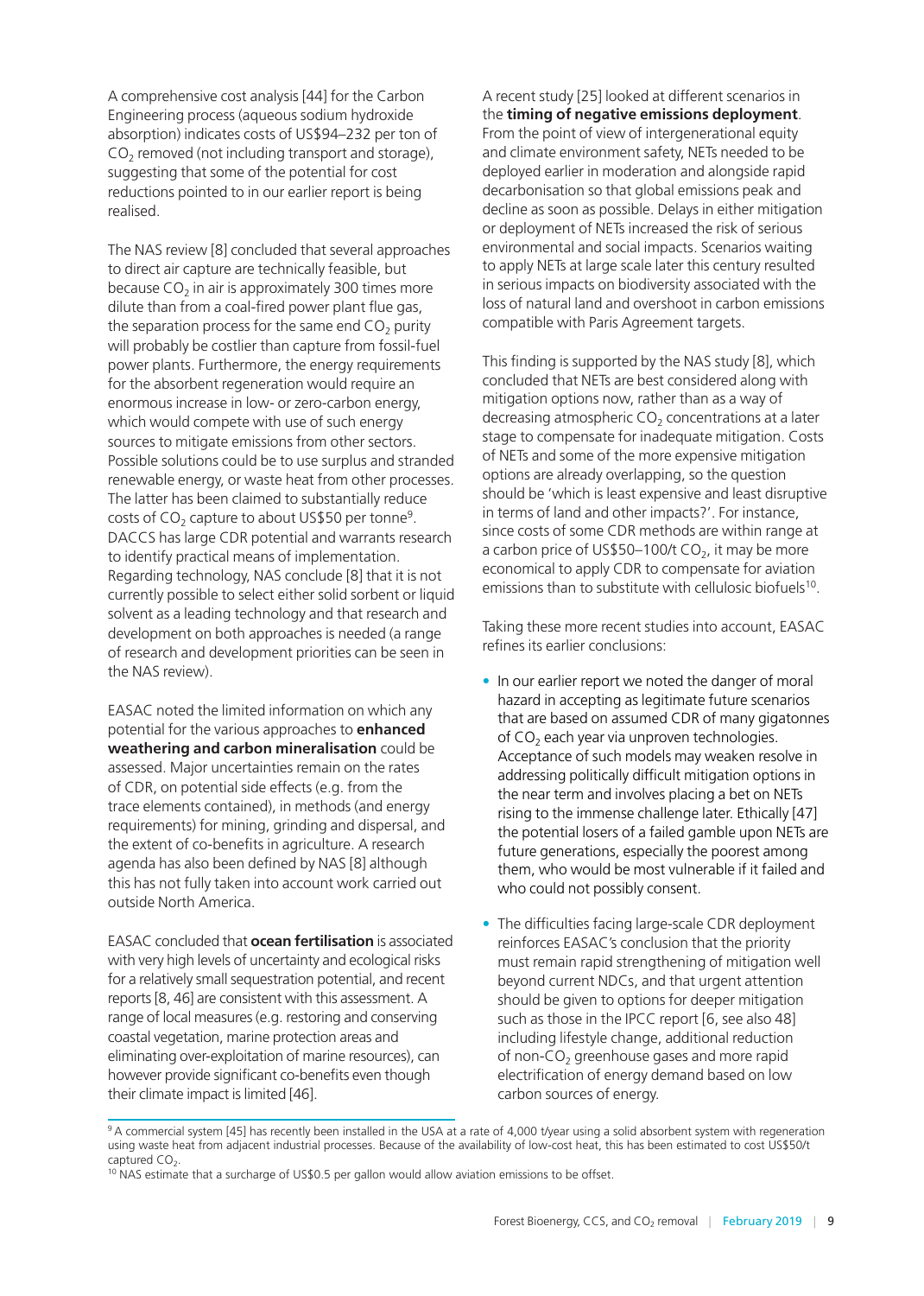A comprehensive cost analysis [44] for the Carbon Engineering process (aqueous sodium hydroxide absorption) indicates costs of US$94–232 per ton of $CO_2$ removed (not including transport and storage), suggesting that some of the potential for cost reductions pointed to in our earlier report is being realised.

The NAS review [8] concluded that several approaches to direct air capture are technically feasible, but because $CO_2$ in air is approximately 300 times more dilute than from a coal-fired power plant flue gas, the separation process for the same end $CO_2$ purity will probably be costlier than capture from fossil-fuel power plants. Furthermore, the energy requirements for the absorbent regeneration would require an enormous increase in low- or zero-carbon energy, which would compete with use of such energy sources to mitigate emissions from other sectors. Possible solutions could be to use surplus and stranded renewable energy, or waste heat from other processes. The latter has been claimed to substantially reduce costs of $CO_2$ capture to about US$50 per tonne[9]. DACCS has large CDR potential and warrants research to identify practical means of implementation. Regarding technology, NAS conclude [8] that it is not currently possible to select either solid sorbent or liquid solvent as a leading technology and that research and development on both approaches is needed (a range of research and development priorities can be seen in the NAS review).

EASAC noted the limited information on which any potential for the various approaches to **enhanced weathering and carbon mineralisation** could be assessed. Major uncertainties remain on the rates of CDR, on potential side effects (e.g. from the trace elements contained), in methods (and energy requirements) for mining, grinding and dispersal, and the extent of co-benefits in agriculture. A research agenda has also been defined by NAS [8] although this has not fully taken into account work carried out outside North America.

EASAC concluded that **ocean fertilisation** is associated with very high levels of uncertainty and ecological risks for a relatively small sequestration potential, and recent reports [8, 46] are consistent with this assessment. A range of local measures (e.g. restoring and conserving coastal vegetation, marine protection areas and eliminating over-exploitation of marine resources), can however provide significant co-benefits even though their climate impact is limited [46].

A recent study [25] looked at different scenarios in the **timing of negative emissions deployment**. From the point of view of intergenerational equity and climate environment safety, NETs needed to be deployed earlier in moderation and alongside rapid decarbonisation so that global emissions peak and decline as soon as possible. Delays in either mitigation or deployment of NETs increased the risk of serious environmental and social impacts. Scenarios waiting to apply NETs at large scale later this century resulted in serious impacts on biodiversity associated with the loss of natural land and overshoot in carbon emissions compatible with Paris Agreement targets.

This finding is supported by the NAS study [8], which concluded that NETs are best considered along with mitigation options now, rather than as a way of decreasing atmospheric $CO_2$ concentrations at a later stage to compensate for inadequate mitigation. Costs of NETs and some of the more expensive mitigation options are already overlapping, so the question should be 'which is least expensive and least disruptive in terms of land and other impacts?'. For instance, since costs of some CDR methods are within range at a carbon price of US$50–100/t $CO_2$, it may be more economical to apply CDR to compensate for aviation emissions than to substitute with cellulosic biofuels[10].

Taking these more recent studies into account, EASAC refines its earlier conclusions:

- In our earlier report we noted the danger of moral hazard in accepting as legitimate future scenarios that are based on assumed CDR of many gigatonnes of $CO_2$ each year via unproven technologies. Acceptance of such models may weaken resolve in addressing politically difficult mitigation options in the near term and involves placing a bet on NETs rising to the immense challenge later. Ethically [47] the potential losers of a failed gamble upon NETs are future generations, especially the poorest among them, who would be most vulnerable if it failed and who could not possibly consent.
- The difficulties facing large-scale CDR deployment reinforces EASAC's conclusion that the priority must remain rapid strengthening of mitigation well beyond current NDCs, and that urgent attention should be given to options for deeper mitigation such as those in the IPCC report [6, see also 48] including lifestyle change, additional reduction of non-$CO_2$ greenhouse gases and more rapid electrification of energy demand based on low carbon sources of energy.

---

[9] A commercial system [45] has recently been installed in the USA at a rate of 4,000 t/year using a solid absorbent system with regeneration using waste heat from adjacent industrial processes. Because of the availability of low-cost heat, this has been estimated to cost US$50/t captured $CO_2$.

[10] NAS estimate that a surcharge of US$0.5 per gallon would allow aviation emissions to be offset.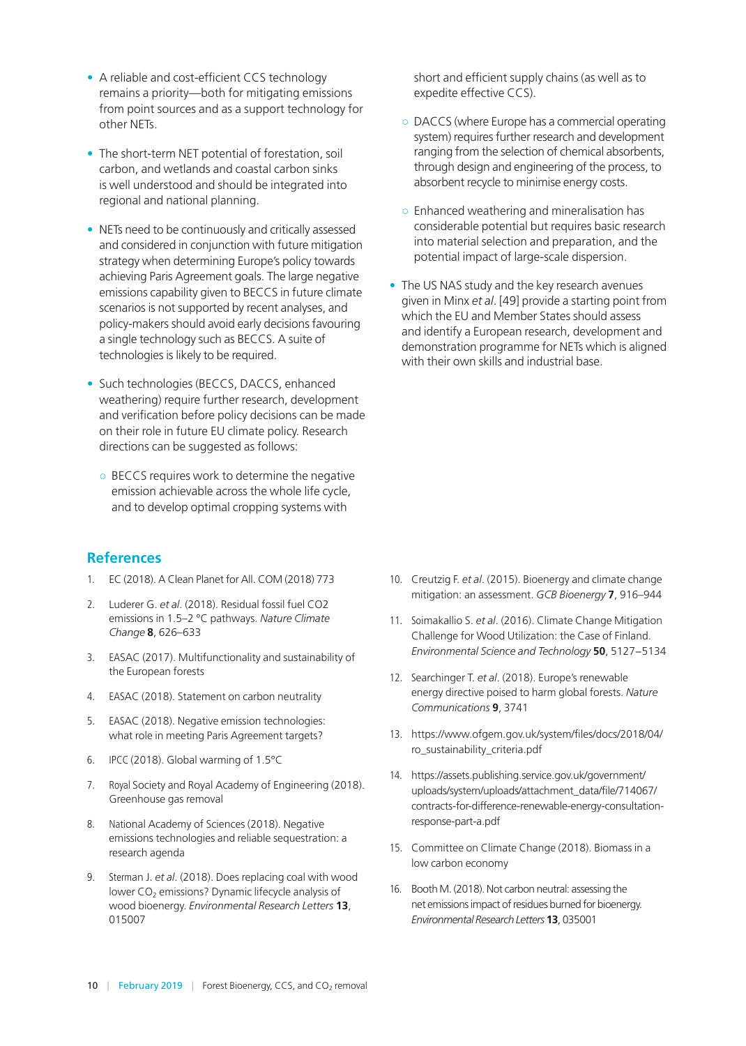- A reliable and cost-efficient CCS technology remains a priority—both for mitigating emissions from point sources and as a support technology for other NETs.

- The short-term NET potential of forestation, soil carbon, and wetlands and coastal carbon sinks is well understood and should be integrated into regional and national planning.

- NETs need to be continuously and critically assessed and considered in conjunction with future mitigation strategy when determining Europe's policy towards achieving Paris Agreement goals. The large negative emissions capability given to BECCS in future climate scenarios is not supported by recent analyses, and policy-makers should avoid early decisions favouring a single technology such as BECCS. A suite of technologies is likely to be required.

- Such technologies (BECCS, DACCS, enhanced weathering) require further research, development and verification before policy decisions can be made on their role in future EU climate policy. Research directions can be suggested as follows:

  - BECCS requires work to determine the negative emission achievable across the whole life cycle, and to develop optimal cropping systems with short and efficient supply chains (as well as to expedite effective CCS).

  - DACCS (where Europe has a commercial operating system) requires further research and development ranging from the selection of chemical absorbents, through design and engineering of the process, to absorbent recycle to minimise energy costs.

  - Enhanced weathering and mineralisation has considerable potential but requires basic research into material selection and preparation, and the potential impact of large-scale dispersion.

- The US NAS study and the key research avenues given in Minx *et al*. [49] provide a starting point from which the EU and Member States should assess and identify a European research, development and demonstration programme for NETs which is aligned with their own skills and industrial base.

## References

1. EC (2018). A Clean Planet for All. COM (2018) 773
2. Luderer G. *et al*. (2018). Residual fossil fuel CO2 emissions in 1.5–2 °C pathways. *Nature Climate Change* **8**, 626–633
3. EASAC (2017). Multifunctionality and sustainability of the European forests
4. EASAC (2018). Statement on carbon neutrality
5. EASAC (2018). Negative emission technologies: what role in meeting Paris Agreement targets?
6. IPCC (2018). Global warming of 1.5°C
7. Royal Society and Royal Academy of Engineering (2018). Greenhouse gas removal
8. National Academy of Sciences (2018). Negative emissions technologies and reliable sequestration: a research agenda
9. Sterman J. *et al*. (2018). Does replacing coal with wood lower $CO_2$ emissions? Dynamic lifecycle analysis of wood bioenergy. *Environmental Research Letters* **13**, 015007
10. Creutzig F. *et al*. (2015). Bioenergy and climate change mitigation: an assessment. *GCB Bioenergy* **7**, 916–944
11. Soimakallio S. *et al*. (2016). Climate Change Mitigation Challenge for Wood Utilization: the Case of Finland. *Environmental Science and Technology* **50**, 5127–5134
12. Searchinger T. *et al*. (2018). Europe's renewable energy directive poised to harm global forests. *Nature Communications* **9**, 3741
13. https://www.ofgem.gov.uk/system/files/docs/2018/04/ro_sustainability_criteria.pdf
14. https://assets.publishing.service.gov.uk/government/uploads/system/uploads/attachment_data/file/714067/contracts-for-difference-renewable-energy-consultation-response-part-a.pdf
15. Committee on Climate Change (2018). Biomass in a low carbon economy
16. Booth M. (2018). Not carbon neutral: assessing the net emissions impact of residues burned for bioenergy. *Environmental Research Letters* **13**, 035001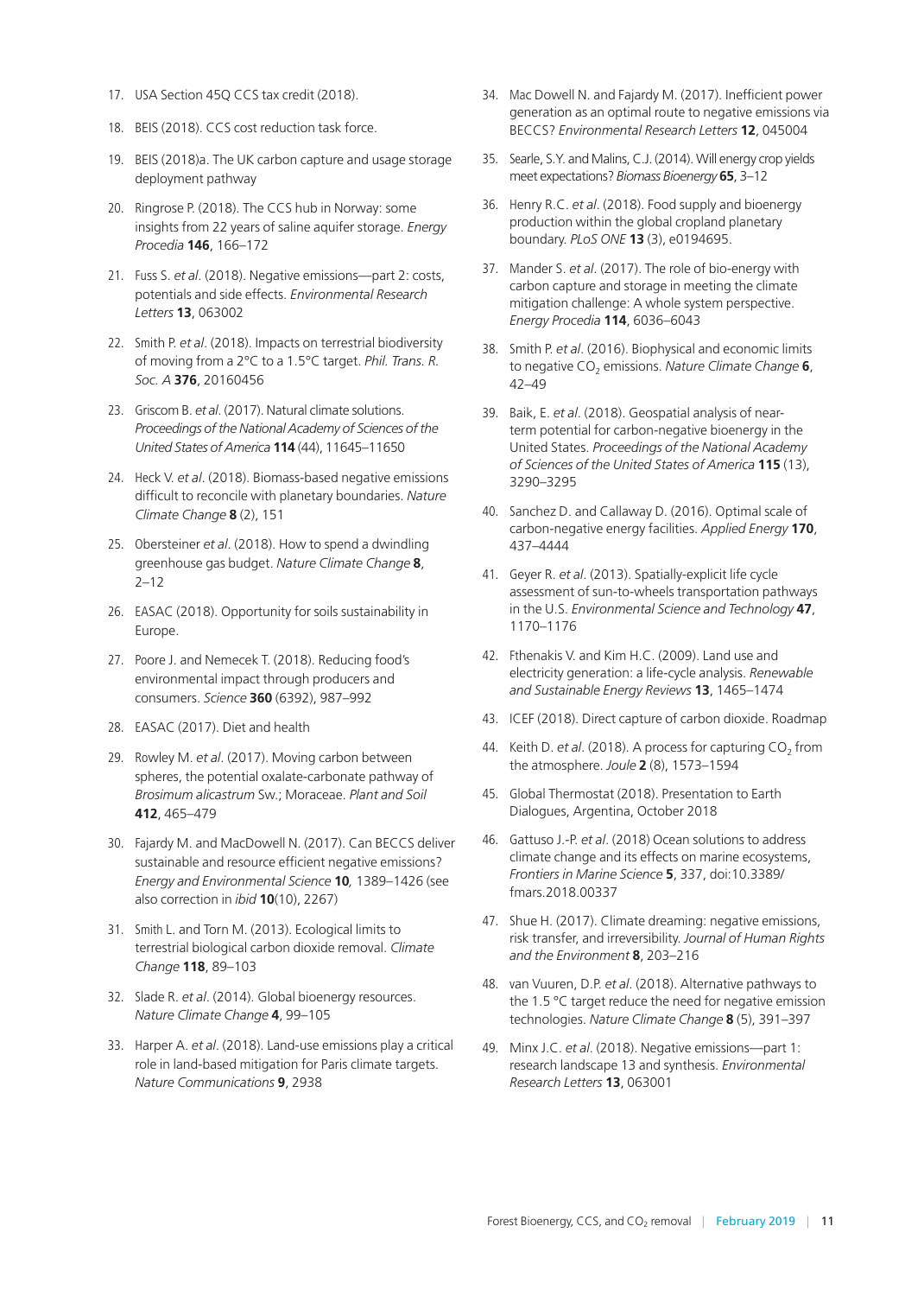17. USA Section 45Q CCS tax credit (2018).
18. BEIS (2018). CCS cost reduction task force.
19. BEIS (2018)a. The UK carbon capture and usage storage deployment pathway
20. Ringrose P. (2018). The CCS hub in Norway: some insights from 22 years of saline aquifer storage. *Energy Procedia* **146**, 166–172
21. Fuss S. *et al*. (2018). Negative emissions—part 2: costs, potentials and side effects. *Environmental Research Letters* **13**, 063002
22. Smith P. *et al*. (2018). Impacts on terrestrial biodiversity of moving from a 2°C to a 1.5°C target. *Phil. Trans. R. Soc. A* **376**, 20160456
23. Griscom B. *et al*. (2017). Natural climate solutions. *Proceedings of the National Academy of Sciences of the United States of America* **114** (44), 11645–11650
24. Heck V. *et al*. (2018). Biomass-based negative emissions difficult to reconcile with planetary boundaries. *Nature Climate Change* **8** (2), 151
25. Obersteiner *et al*. (2018). How to spend a dwindling greenhouse gas budget. *Nature Climate Change* **8**, 2–12
26. EASAC (2018). Opportunity for soils sustainability in Europe.
27. Poore J. and Nemecek T. (2018). Reducing food's environmental impact through producers and consumers. *Science* **360** (6392), 987–992
28. EASAC (2017). Diet and health
29. Rowley M. *et al*. (2017). Moving carbon between spheres, the potential oxalate-carbonate pathway of *Brosimum alicastrum* Sw.; Moraceae. *Plant and Soil* **412**, 465–479
30. Fajardy M. and MacDowell N. (2017). Can BECCS deliver sustainable and resource efficient negative emissions? *Energy and Environmental Science* **10**, 1389–1426 (see also correction in *ibid* **10**(10), 2267)
31. Smith L. and Torn M. (2013). Ecological limits to terrestrial biological carbon dioxide removal. *Climate Change* **118**, 89–103
32. Slade R. *et al*. (2014). Global bioenergy resources. *Nature Climate Change* **4**, 99–105
33. Harper A. *et al*. (2018). Land-use emissions play a critical role in land-based mitigation for Paris climate targets. *Nature Communications* **9**, 2938
34. Mac Dowell N. and Fajardy M. (2017). Inefficient power generation as an optimal route to negative emissions via BECCS? *Environmental Research Letters* **12**, 045004
35. Searle, S.Y. and Malins, C.J. (2014). Will energy crop yields meet expectations? *Biomass Bioenergy* **65**, 3–12
36. Henry R.C. *et al*. (2018). Food supply and bioenergy production within the global cropland planetary boundary. *PLoS ONE* **13** (3), e0194695.
37. Mander S. *et al*. (2017). The role of bio-energy with carbon capture and storage in meeting the climate mitigation challenge: A whole system perspective. *Energy Procedia* **114**, 6036–6043
38. Smith P. *et al*. (2016). Biophysical and economic limits to negative $CO_2$ emissions. *Nature Climate Change* **6**, 42–49
39. Baik, E. *et al*. (2018). Geospatial analysis of near-term potential for carbon-negative bioenergy in the United States. *Proceedings of the National Academy of Sciences of the United States of America* **115** (13), 3290–3295
40. Sanchez D. and Callaway D. (2016). Optimal scale of carbon-negative energy facilities. *Applied Energy* **170**, 437–4444
41. Geyer R. *et al*. (2013). Spatially-explicit life cycle assessment of sun-to-wheels transportation pathways in the U.S. *Environmental Science and Technology* **47**, 1170–1176
42. Fthenakis V. and Kim H.C. (2009). Land use and electricity generation: a life-cycle analysis. *Renewable and Sustainable Energy Reviews* **13**, 1465–1474
43. ICEF (2018). Direct capture of carbon dioxide. Roadmap
44. Keith D. *et al*. (2018). A process for capturing $CO_2$ from the atmosphere. *Joule* **2** (8), 1573–1594
45. Global Thermostat (2018). Presentation to Earth Dialogues, Argentina, October 2018
46. Gattuso J.-P. *et al*. (2018) Ocean solutions to address climate change and its effects on marine ecosystems, *Frontiers in Marine Science* **5**, 337, doi:10.3389/fmars.2018.00337
47. Shue H. (2017). Climate dreaming: negative emissions, risk transfer, and irreversibility. *Journal of Human Rights and the Environment* **8**, 203–216
48. van Vuuren, D.P. *et al*. (2018). Alternative pathways to the 1.5 °C target reduce the need for negative emission technologies. *Nature Climate Change* **8** (5), 391–397
49. Minx J.C. *et al*. (2018). Negative emissions—part 1: research landscape 13 and synthesis. *Environmental Research Letters* **13**, 063001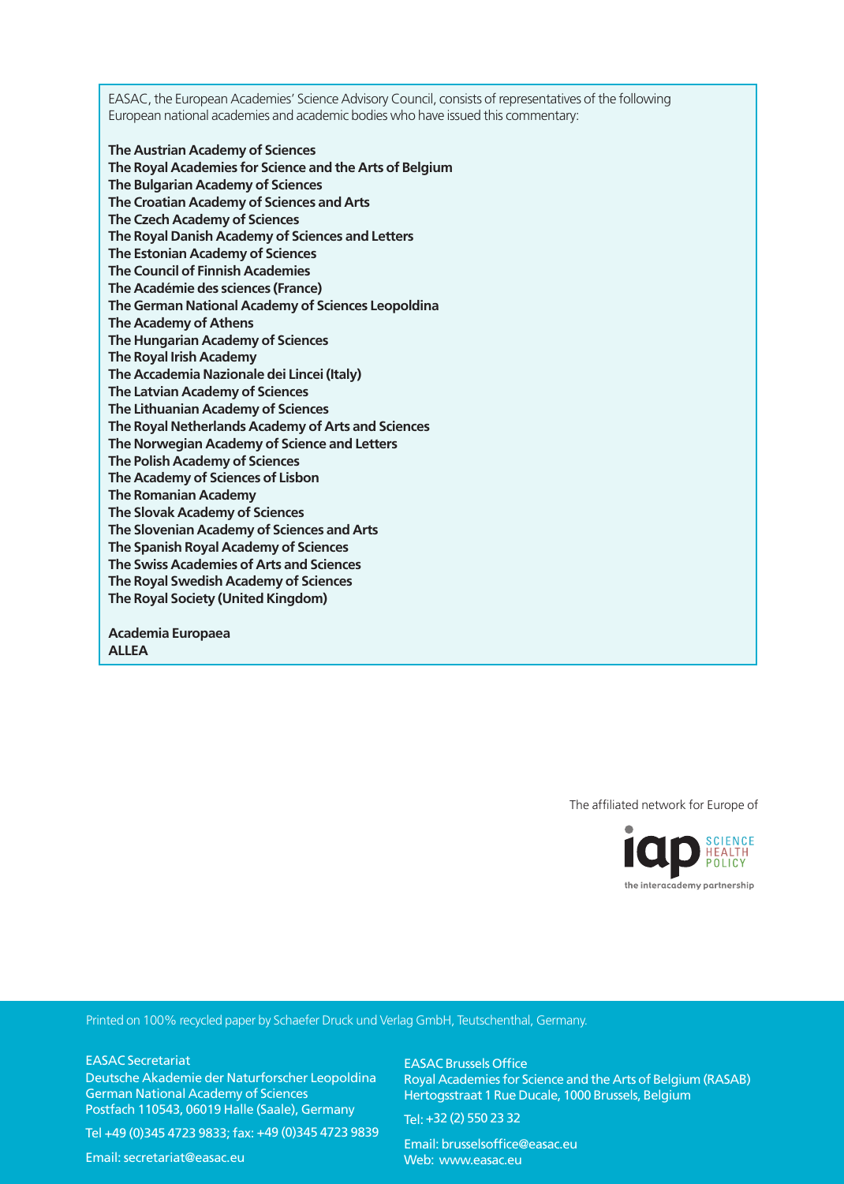EASAC, the European Academies' Science Advisory Council, consists of representatives of the following European national academies and academic bodies who have issued this commentary:

**The Austrian Academy of Sciences**
**The Royal Academies for Science and the Arts of Belgium**
**The Bulgarian Academy of Sciences**
**The Croatian Academy of Sciences and Arts**
**The Czech Academy of Sciences**
**The Royal Danish Academy of Sciences and Letters**
**The Estonian Academy of Sciences**
**The Council of Finnish Academies**
**The Académie des sciences (France)**
**The German National Academy of Sciences Leopoldina**
**The Academy of Athens**
**The Hungarian Academy of Sciences**
**The Royal Irish Academy**
**The Accademia Nazionale dei Lincei (Italy)**
**The Latvian Academy of Sciences**
**The Lithuanian Academy of Sciences**
**The Royal Netherlands Academy of Arts and Sciences**
**The Norwegian Academy of Science and Letters**
**The Polish Academy of Sciences**
**The Academy of Sciences of Lisbon**
**The Romanian Academy**
**The Slovak Academy of Sciences**
**The Slovenian Academy of Sciences and Arts**
**The Spanish Royal Academy of Sciences**
**The Swiss Academies of Arts and Sciences**
**The Royal Swedish Academy of Sciences**
**The Royal Society (United Kingdom)**

**Academia Europaea**
**ALLEA**

The affiliated network for Europe of

iap SCIENCE HEALTH POLICY
the interacademy partnership

Printed on 100% recycled paper by Schaefer Druck und Verlag GmbH, Teutschenthal, Germany.

EASAC Secretariat
Deutsche Akademie der Naturforscher Leopoldina
German National Academy of Sciences
Postfach 110543, 06019 Halle (Saale), Germany

Tel +49 (0)345 4723 9833; fax: +49 (0)345 4723 9839

Email: secretariat@easac.eu

EASAC Brussels Office
Royal Academies for Science and the Arts of Belgium (RASAB)
Hertogsstraat 1 Rue Ducale, 1000 Brussels, Belgium

Tel: +32 (2) 550 23 32

Email: brusselsoffice@easac.eu
Web: www.easac.eu